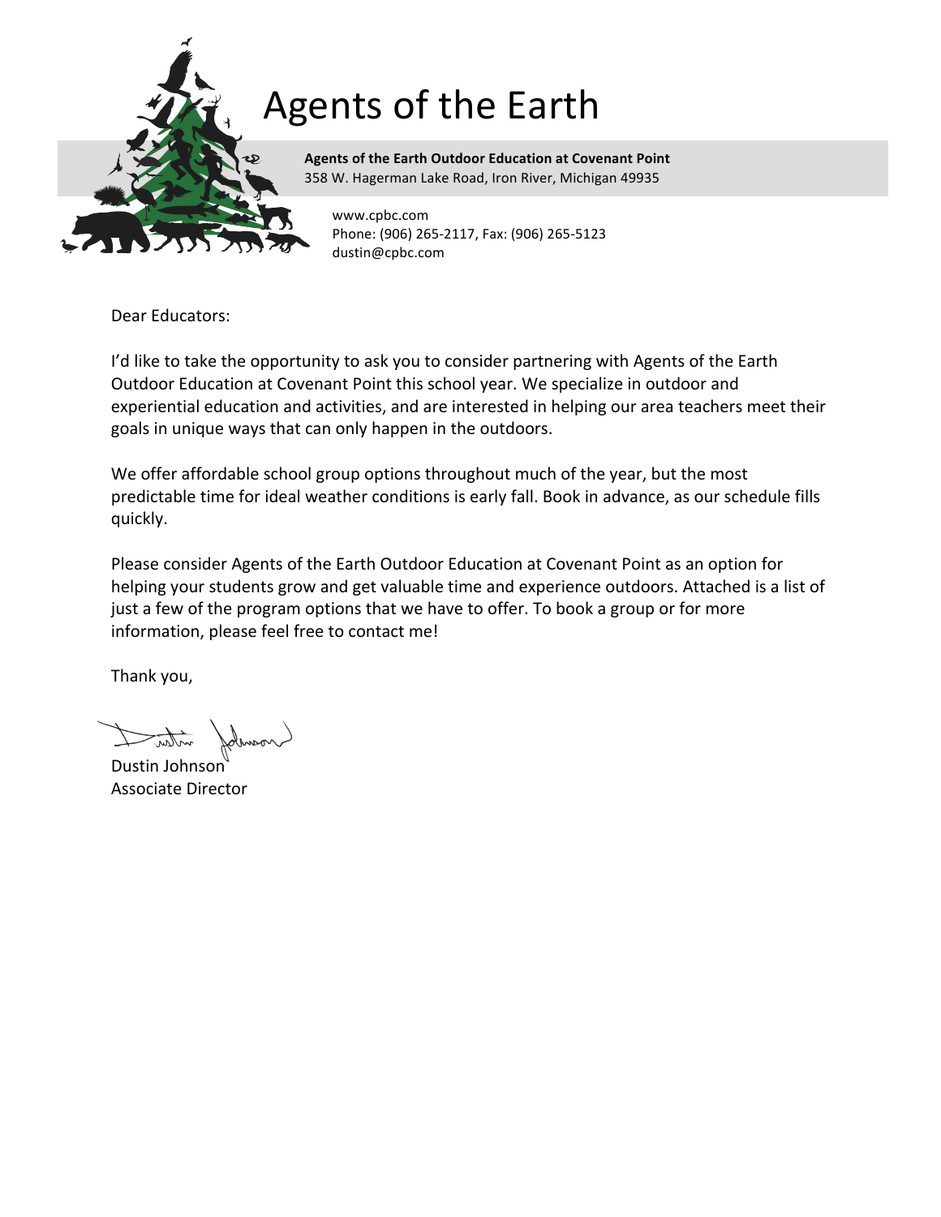# Agents of the Earth

**Agents of the Earth Outdoor Education at Covenant Point**
358 W. Hagerman Lake Road, Iron River, Michigan 49935

www.cpbc.com
Phone: (906) 265-2117, Fax: (906) 265-5123
dustin@cpbc.com

Dear Educators:

I'd like to take the opportunity to ask you to consider partnering with Agents of the Earth Outdoor Education at Covenant Point this school year. We specialize in outdoor and experiential education and activities, and are interested in helping our area teachers meet their goals in unique ways that can only happen in the outdoors.

We offer affordable school group options throughout much of the year, but the most predictable time for ideal weather conditions is early fall. Book in advance, as our schedule fills quickly.

Please consider Agents of the Earth Outdoor Education at Covenant Point as an option for helping your students grow and get valuable time and experience outdoors. Attached is a list of just a few of the program options that we have to offer. To book a group or for more information, please feel free to contact me!

Thank you,

Dustin Johnson
Associate Director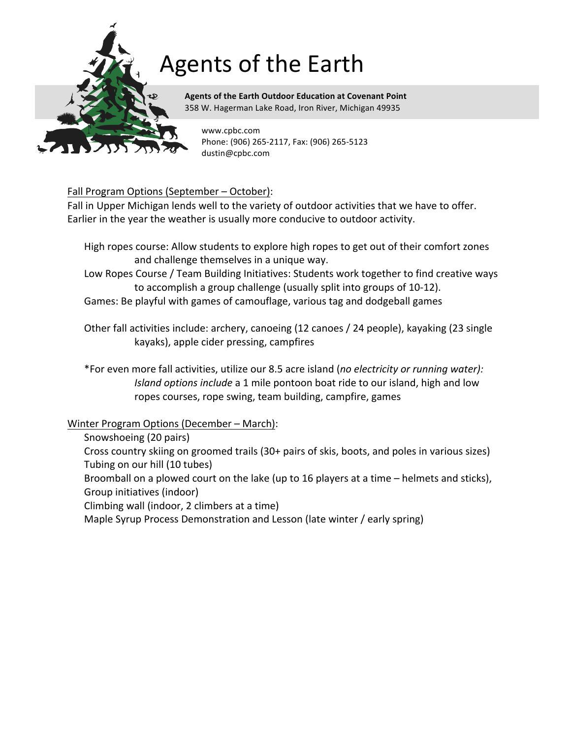# Agents of the Earth

**Agents of the Earth Outdoor Education at Covenant Point**
358 W. Hagerman Lake Road, Iron River, Michigan 49935

www.cpbc.com
Phone: (906) 265-2117, Fax: (906) 265-5123
dustin@cpbc.com

<u>Fall Program Options (September – October)</u>:

Fall in Upper Michigan lends well to the variety of outdoor activities that we have to offer. Earlier in the year the weather is usually more conducive to outdoor activity.

High ropes course: Allow students to explore high ropes to get out of their comfort zones and challenge themselves in a unique way.

Low Ropes Course / Team Building Initiatives: Students work together to find creative ways to accomplish a group challenge (usually split into groups of 10-12).

Games: Be playful with games of camouflage, various tag and dodgeball games

Other fall activities include: archery, canoeing (12 canoes / 24 people), kayaking (23 single kayaks), apple cider pressing, campfires

*For even more fall activities, utilize our 8.5 acre island (*no electricity or running water): Island options include* a 1 mile pontoon boat ride to our island, high and low ropes courses, rope swing, team building, campfire, games

<u>Winter Program Options (December – March)</u>:

Snowshoeing (20 pairs)

Cross country skiing on groomed trails (30+ pairs of skis, boots, and poles in various sizes)

Tubing on our hill (10 tubes)

Broomball on a plowed court on the lake (up to 16 players at a time – helmets and sticks),

Group initiatives (indoor)

Climbing wall (indoor, 2 climbers at a time)

Maple Syrup Process Demonstration and Lesson (late winter / early spring)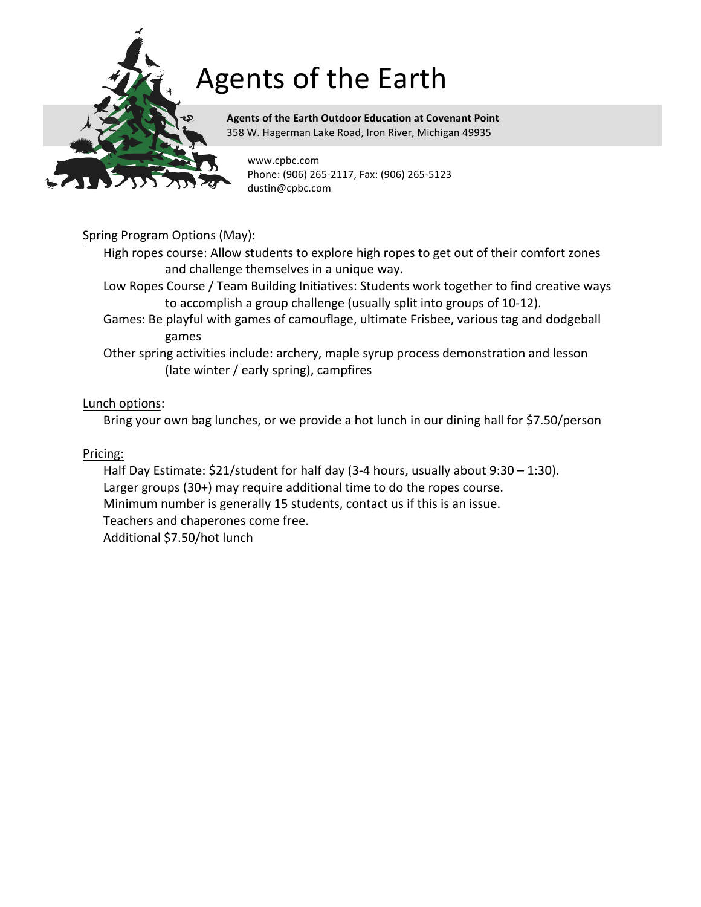# Agents of the Earth

**Agents of the Earth Outdoor Education at Covenant Point**
358 W. Hagerman Lake Road, Iron River, Michigan 49935

www.cpbc.com
Phone: (906) 265-2117, Fax: (906) 265-5123
dustin@cpbc.com

Spring Program Options (May):

High ropes course: Allow students to explore high ropes to get out of their comfort zones and challenge themselves in a unique way.

Low Ropes Course / Team Building Initiatives: Students work together to find creative ways to accomplish a group challenge (usually split into groups of 10-12).

Games: Be playful with games of camouflage, ultimate Frisbee, various tag and dodgeball games

Other spring activities include: archery, maple syrup process demonstration and lesson (late winter / early spring), campfires

Lunch options:

Bring your own bag lunches, or we provide a hot lunch in our dining hall for $7.50/person

Pricing:

Half Day Estimate: $21/student for half day (3-4 hours, usually about 9:30 – 1:30).
Larger groups (30+) may require additional time to do the ropes course.
Minimum number is generally 15 students, contact us if this is an issue.
Teachers and chaperones come free.
Additional $7.50/hot lunch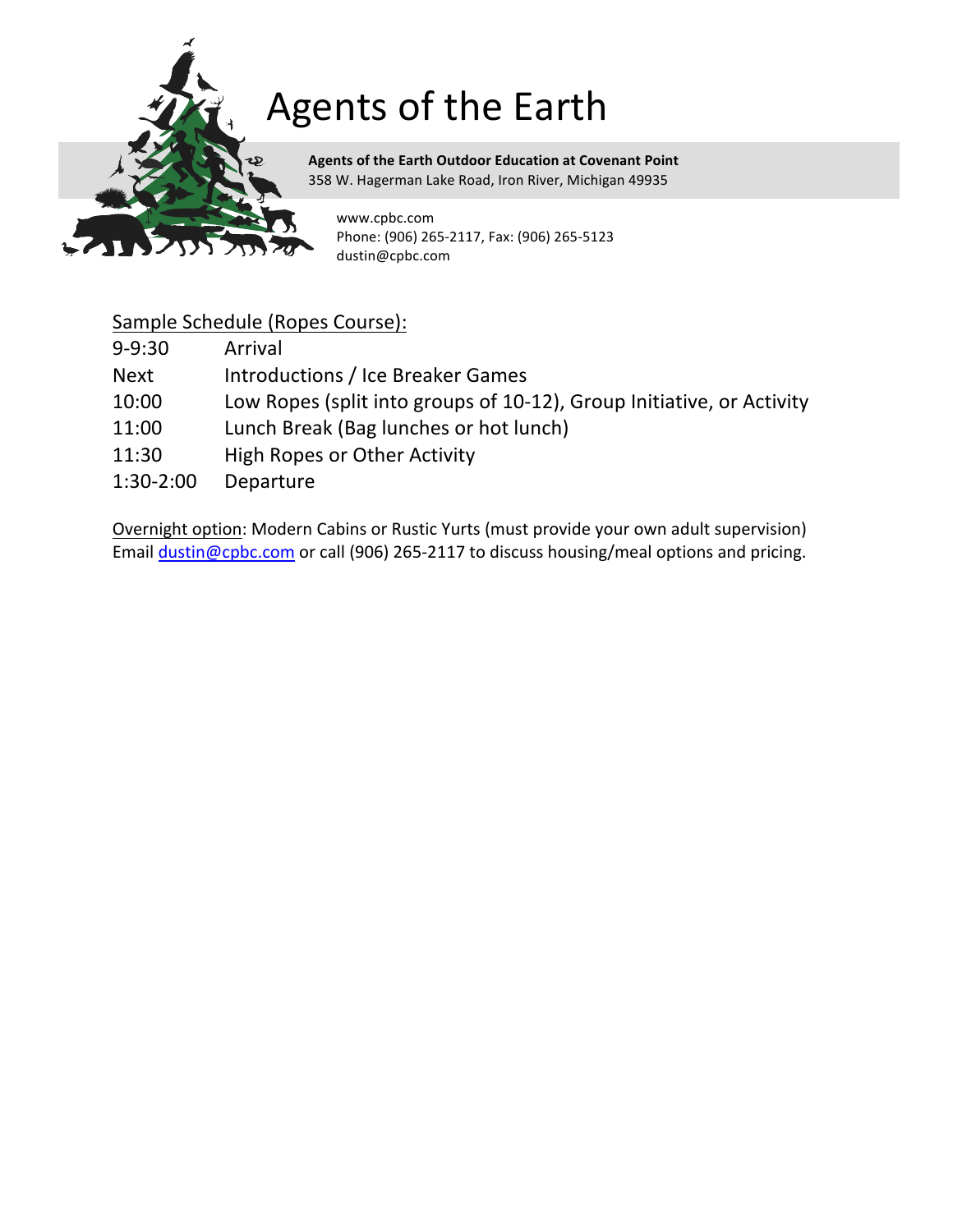# Agents of the Earth

**Agents of the Earth Outdoor Education at Covenant Point**
358 W. Hagerman Lake Road, Iron River, Michigan 49935

www.cpbc.com
Phone: (906) 265-2117, Fax: (906) 265-5123
dustin@cpbc.com

Sample Schedule (Ropes Course):

| | |
|---|---|
| 9-9:30 | Arrival |
| Next | Introductions / Ice Breaker Games |
| 10:00 | Low Ropes (split into groups of 10-12), Group Initiative, or Activity |
| 11:00 | Lunch Break (Bag lunches or hot lunch) |
| 11:30 | High Ropes or Other Activity |
| 1:30-2:00 | Departure |

Overnight option: Modern Cabins or Rustic Yurts (must provide your own adult supervision)
Email dustin@cpbc.com or call (906) 265-2117 to discuss housing/meal options and pricing.